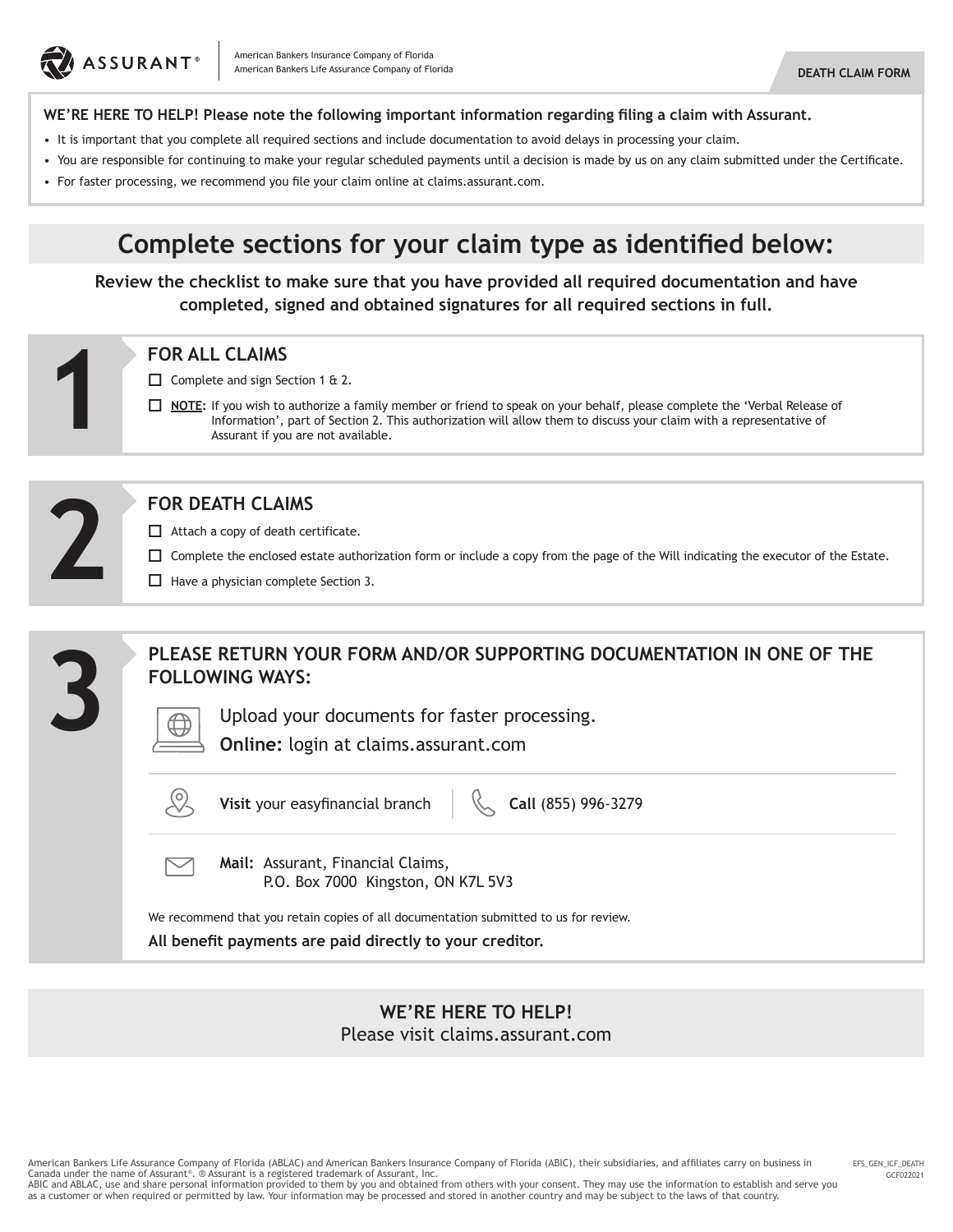ASSURANT®

American Bankers Insurance Company of Florida
American Bankers Life Assurance Company of Florida

**DEATH CLAIM FORM**

**WE'RE HERE TO HELP! Please note the following important information regarding filing a claim with Assurant.**

- It is important that you complete all required sections and include documentation to avoid delays in processing your claim.
- You are responsible for continuing to make your regular scheduled payments until a decision is made by us on any claim submitted under the Certificate.
- For faster processing, we recommend you file your claim online at claims.assurant.com.

# Complete sections for your claim type as identified below:

**Review the checklist to make sure that you have provided all required documentation and have completed, signed and obtained signatures for all required sections in full.**

## 1 FOR ALL CLAIMS

- ☐ Complete and sign Section 1 & 2.
- ☐ **NOTE:** If you wish to authorize a family member or friend to speak on your behalf, please complete the 'Verbal Release of Information', part of Section 2. This authorization will allow them to discuss your claim with a representative of Assurant if you are not available.

## 2 FOR DEATH CLAIMS

- ☐ Attach a copy of death certificate.
- ☐ Complete the enclosed estate authorization form or include a copy from the page of the Will indicating the executor of the Estate.
- ☐ Have a physician complete Section 3.

## 3 PLEASE RETURN YOUR FORM AND/OR SUPPORTING DOCUMENTATION IN ONE OF THE FOLLOWING WAYS:

Upload your documents for faster processing.
**Online:** login at claims.assurant.com

**Visit** your easyfinancial branch | **Call** (855) 996-3279

**Mail:** Assurant, Financial Claims,
P.O. Box 7000 Kingston, ON K7L 5V3

We recommend that you retain copies of all documentation submitted to us for review.

**All benefit payments are paid directly to your creditor.**

**WE'RE HERE TO HELP!**
Please visit claims.assurant.com

American Bankers Life Assurance Company of Florida (ABLAC) and American Bankers Insurance Company of Florida (ABIC), their subsidiaries, and affiliates carry on business in Canada under the name of Assurant®. ® Assurant is a registered trademark of Assurant, Inc.
ABIC and ABLAC, use and share personal information provided to them by you and obtained from others with your consent. They may use the information to establish and serve you as a customer or when required or permitted by law. Your information may be processed and stored in another country and may be subject to the laws of that country.

EFS_GEN_ICF_DEATH
GCF022021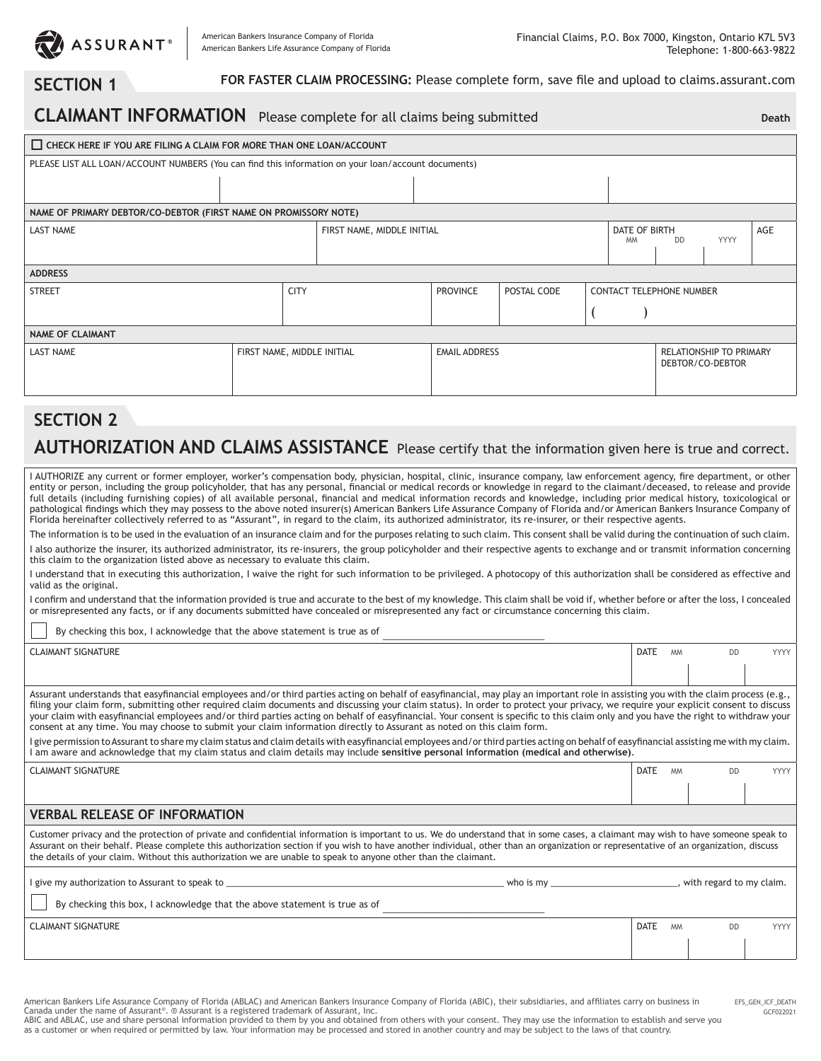ASSURANT®

American Bankers Insurance Company of Florida
American Bankers Life Assurance Company of Florida

Financial Claims, P.O. Box 7000, Kingston, Ontario K7L 5V3
Telephone: 1-800-663-9822

## SECTION 1

**FOR FASTER CLAIM PROCESSING:** Please complete form, save file and upload to claims.assurant.com

## CLAIMANT INFORMATION Please complete for all claims being submitted

**Death**

☐ **CHECK HERE IF YOU ARE FILING A CLAIM FOR MORE THAN ONE LOAN/ACCOUNT**

PLEASE LIST ALL LOAN/ACCOUNT NUMBERS (You can find this information on your loan/account documents)

| | | | |
|---|---|---|---|
| | | | |

**NAME OF PRIMARY DEBTOR/CO-DEBTOR (FIRST NAME ON PROMISSORY NOTE)**

| LAST NAME | FIRST NAME, MIDDLE INITIAL | DATE OF BIRTH MM DD YYYY | AGE |
|---|---|---|---|
| | | | |

**ADDRESS**

| STREET | CITY | PROVINCE | POSTAL CODE | CONTACT TELEPHONE NUMBER |
|---|---|---|---|---|
| | | | | ( ) |

**NAME OF CLAIMANT**

| LAST NAME | FIRST NAME, MIDDLE INITIAL | EMAIL ADDRESS | RELATIONSHIP TO PRIMARY DEBTOR/CO-DEBTOR |
|---|---|---|---|
| | | | |

## SECTION 2

## AUTHORIZATION AND CLAIMS ASSISTANCE Please certify that the information given here is true and correct.

I AUTHORIZE any current or former employer, worker's compensation body, physician, hospital, clinic, insurance company, law enforcement agency, fire department, or other entity or person, including the group policyholder, that has any personal, financial or medical records or knowledge in regard to the claimant/deceased, to release and provide full details (including furnishing copies) of all available personal, financial and medical information records and knowledge, including prior medical history, toxicological or pathological findings which they may possess to the above noted insurer(s) American Bankers Life Assurance Company of Florida and/or American Bankers Insurance Company of Florida hereinafter collectively referred to as "Assurant", in regard to the claim, its authorized administrator, its re-insurer, or their respective agents.

The information is to be used in the evaluation of an insurance claim and for the purposes relating to such claim. This consent shall be valid during the continuation of such claim.

I also authorize the insurer, its authorized administrator, its re-insurers, the group policyholder and their respective agents to exchange and or transmit information concerning this claim to the organization listed above as necessary to evaluate this claim.

I understand that in executing this authorization, I waive the right for such information to be privileged. A photocopy of this authorization shall be considered as effective and valid as the original.

I confirm and understand that the information provided is true and accurate to the best of my knowledge. This claim shall be void if, whether before or after the loss, I concealed or misrepresented any facts, or if any documents submitted have concealed or misrepresented any fact or circumstance concerning this claim.

☐ By checking this box, I acknowledge that the above statement is true as of ______________________________

| CLAIMANT SIGNATURE | DATE MM DD YYYY |
|---|---|
| | |

Assurant understands that easyfinancial employees and/or third parties acting on behalf of easyfinancial, may play an important role in assisting you with the claim process (e.g., filing your claim form, submitting other required claim documents and discussing your claim status). In order to protect your privacy, we require your explicit consent to discuss your claim with easyfinancial employees and/or third parties acting on behalf of easyfinancial. Your consent is specific to this claim only and you have the right to withdraw your consent at any time. You may choose to submit your claim information directly to Assurant as noted on this claim form.

I give permission to Assurant to share my claim status and claim details with easyfinancial employees and/or third parties acting on behalf of easyfinancial assisting me with my claim. I am aware and acknowledge that my claim status and claim details may include **sensitive personal information (medical and otherwise)**.

| CLAIMANT SIGNATURE | DATE MM DD YYYY |
|---|---|
| | |

### VERBAL RELEASE OF INFORMATION

Customer privacy and the protection of private and confidential information is important to us. We do understand that in some cases, a claimant may wish to have someone speak to Assurant on their behalf. Please complete this authorization section if you wish to have another individual, other than an organization or representative of an organization, discuss the details of your claim. Without this authorization we are unable to speak to anyone other than the claimant.

I give my authorization to Assurant to speak to ______________________________ who is my ______________________, with regard to my claim.

☐ By checking this box, I acknowledge that the above statement is true as of ______________________________

| CLAIMANT SIGNATURE | DATE MM DD YYYY |
|---|---|
| | |

American Bankers Life Assurance Company of Florida (ABLAC) and American Bankers Insurance Company of Florida (ABIC), their subsidiaries, and affiliates carry on business in Canada under the name of Assurant®. ® Assurant is a registered trademark of Assurant, Inc.
ABIC and ABLAC, use and share personal information provided to them by you and obtained from others with your consent. They may use the information to establish and serve you as a customer or when required or permitted by law. Your information may be processed and stored in another country and may be subject to the laws of that country.

EFS_GEN_ICF_DEATH
GCF022021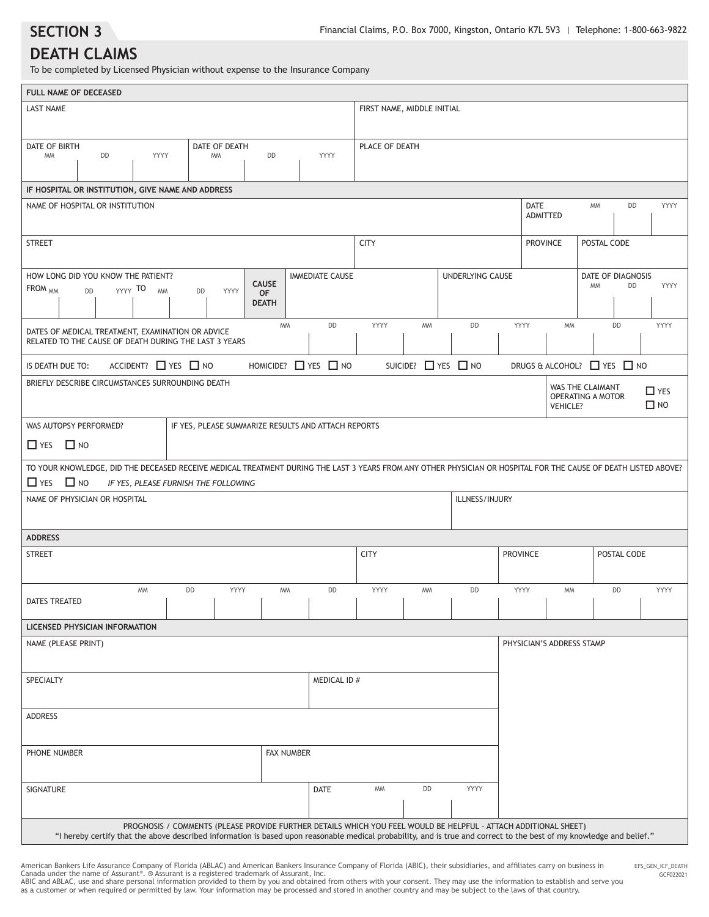## SECTION 3

Financial Claims, P.O. Box 7000, Kingston, Ontario K7L 5V3 | Telephone: 1-800-663-9822

# DEATH CLAIMS

To be completed by Licensed Physician without expense to the Insurance Company

**FULL NAME OF DECEASED**

| LAST NAME | FIRST NAME, MIDDLE INITIAL |
|---|---|
| | |

| DATE OF BIRTH (MM DD YYYY) | DATE OF DEATH (MM DD YYYY) | PLACE OF DEATH |
|---|---|---|
| | | |

**IF HOSPITAL OR INSTITUTION, GIVE NAME AND ADDRESS**

| NAME OF HOSPITAL OR INSTITUTION | | DATE ADMITTED (MM DD YYYY) | |
|---|---|---|---|
| | | | |
| **STREET** | **CITY** | **PROVINCE** | **POSTAL CODE** |
| | | | |

| HOW LONG DID YOU KNOW THE PATIENT? FROM (MM DD YYYY) TO (MM DD YYYY) | CAUSE OF DEATH | IMMEDIATE CAUSE | UNDERLYING CAUSE | DATE OF DIAGNOSIS (MM DD YYYY) |
|---|---|---|---|---|
| | | | | |

| DATES OF MEDICAL TREATMENT, EXAMINATION OR ADVICE RELATED TO THE CAUSE OF DEATH DURING THE LAST 3 YEARS | MM DD YYYY | MM DD YYYY | MM DD YYYY |
|---|---|---|---|
| | | | |

IS DEATH DUE TO: ACCIDENT? ☐ YES ☐ NO HOMICIDE? ☐ YES ☐ NO SUICIDE? ☐ YES ☐ NO DRUGS & ALCOHOL? ☐ YES ☐ NO

| BRIEFLY DESCRIBE CIRCUMSTANCES SURROUNDING DEATH | WAS THE CLAIMANT OPERATING A MOTOR VEHICLE? ☐ YES ☐ NO |
|---|---|
| | |

| WAS AUTOPSY PERFORMED? ☐ YES ☐ NO | IF YES, PLEASE SUMMARIZE RESULTS AND ATTACH REPORTS |
|---|---|
| | |

TO YOUR KNOWLEDGE, DID THE DECEASED RECEIVE MEDICAL TREATMENT DURING THE LAST 3 YEARS FROM ANY OTHER PHYSICIAN OR HOSPITAL FOR THE CAUSE OF DEATH LISTED ABOVE?
☐ YES ☐ NO *IF YES, PLEASE FURNISH THE FOLLOWING*

| NAME OF PHYSICIAN OR HOSPITAL | ILLNESS/INJURY |
|---|---|
| | |

**ADDRESS**

| STREET | CITY | PROVINCE | POSTAL CODE |
|---|---|---|---|
| | | | |

| DATES TREATED | MM DD YYYY | MM DD YYYY | MM DD YYYY | MM DD YYYY |
|---|---|---|---|---|
| | | | | |

**LICENSED PHYSICIAN INFORMATION**

| NAME (PLEASE PRINT) | | PHYSICIAN'S ADDRESS STAMP |
|---|---|---|
| SPECIALTY | MEDICAL ID # | |
| ADDRESS | | |
| PHONE NUMBER | FAX NUMBER | |
| SIGNATURE | DATE (MM DD YYYY) | |

PROGNOSIS / COMMENTS (PLEASE PROVIDE FURTHER DETAILS WHICH YOU FEEL WOULD BE HELPFUL - ATTACH ADDITIONAL SHEET)

"I hereby certify that the above described information is based upon reasonable medical probability, and is true and correct to the best of my knowledge and belief."

American Bankers Life Assurance Company of Florida (ABLAC) and American Bankers Insurance Company of Florida (ABIC), their subsidiaries, and affiliates carry on business in Canada under the name of Assurant®. ® Assurant is a registered trademark of Assurant, Inc.
ABIC and ABLAC, use and share personal information provided to them by you and obtained from others with your consent. They may use the information to establish and serve you as a customer or when required or permitted by law. Your information may be processed and stored in another country and may be subject to the laws of that country.

EFS_GEN_ICF_DEATH
GCF022021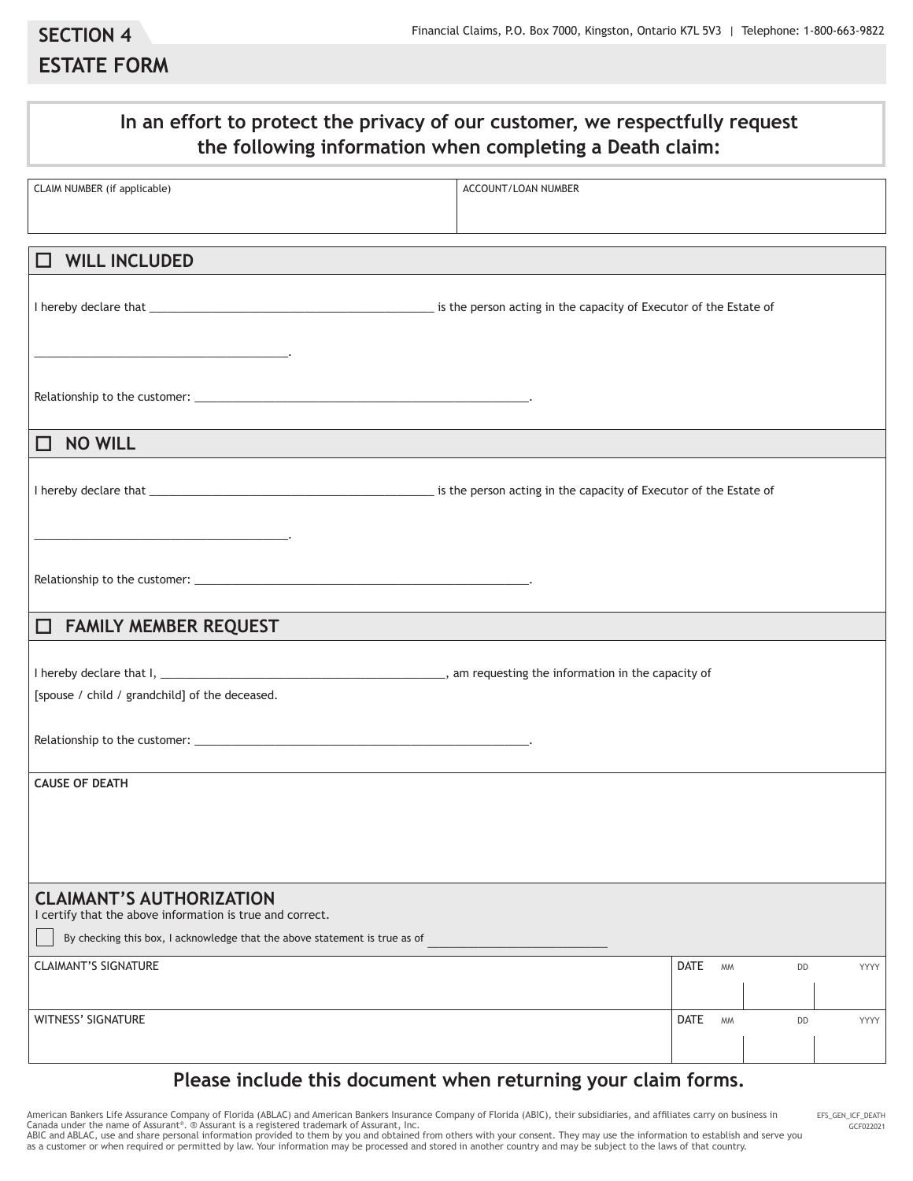# SECTION 4
# ESTATE FORM

Financial Claims, P.O. Box 7000, Kingston, Ontario K7L 5V3 | Telephone: 1-800-663-9822

**In an effort to protect the privacy of our customer, we respectfully request the following information when completing a Death claim:**

| CLAIM NUMBER (if applicable) | ACCOUNT/LOAN NUMBER |
|---|---|
| | |

## ☐ WILL INCLUDED

I hereby declare that _____________________________________________ is the person acting in the capacity of Executor of the Estate of

________________________________________.

Relationship to the customer: _____________________________________________________.

## ☐ NO WILL

I hereby declare that _____________________________________________ is the person acting in the capacity of Executor of the Estate of

________________________________________.

Relationship to the customer: _____________________________________________________.

## ☐ FAMILY MEMBER REQUEST

I hereby declare that I, ____________________________________________, am requesting the information in the capacity of [spouse / child / grandchild] of the deceased.

Relationship to the customer: _____________________________________________________.

**CAUSE OF DEATH**

## CLAIMANT'S AUTHORIZATION

I certify that the above information is true and correct.

☐ By checking this box, I acknowledge that the above statement is true as of ____________________________

| | DATE MM | DD | YYYY |
|---|---|---|---|
| CLAIMANT'S SIGNATURE | | | |
| WITNESS' SIGNATURE | | | |

**Please include this document when returning your claim forms.**

American Bankers Life Assurance Company of Florida (ABLAC) and American Bankers Insurance Company of Florida (ABIC), their subsidiaries, and affiliates carry on business in Canada under the name of Assurant®. ® Assurant is a registered trademark of Assurant, Inc.
ABIC and ABLAC, use and share personal information provided to them by you and obtained from others with your consent. They may use the information to establish and serve you as a customer or when required or permitted by law. Your information may be processed and stored in another country and may be subject to the laws of that country.

EFS_GEN_ICF_DEATH
GCF022021